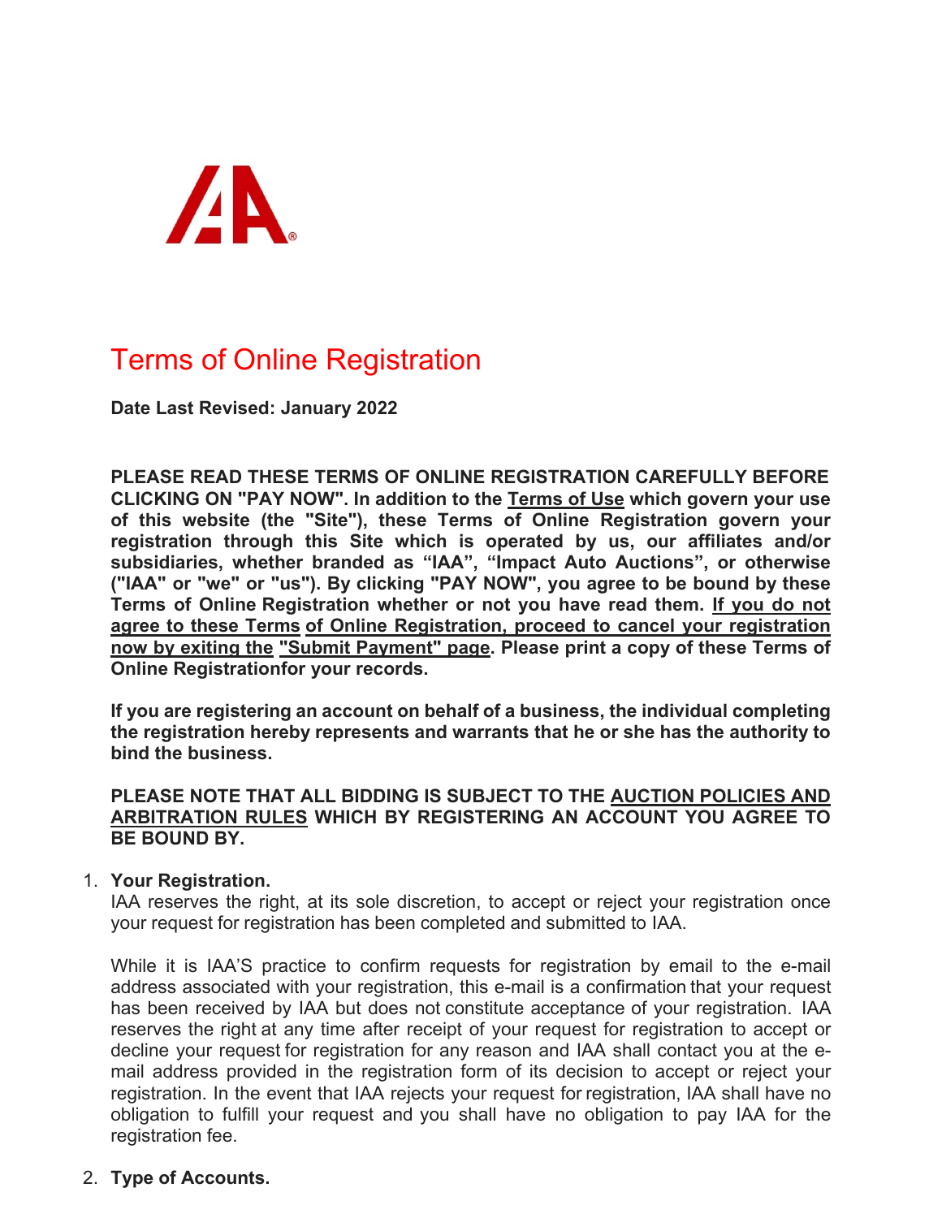# Terms of Online Registration

**Date Last Revised: January 2022**

**PLEASE READ THESE TERMS OF ONLINE REGISTRATION CAREFULLY BEFORE CLICKING ON "PAY NOW". In addition to the Terms of Use which govern your use of this website (the "Site"), these Terms of Online Registration govern your registration through this Site which is operated by us, our affiliates and/or subsidiaries, whether branded as "IAA", "Impact Auto Auctions", or otherwise ("IAA" or "we" or "us"). By clicking "PAY NOW", you agree to be bound by these Terms of Online Registration whether or not you have read them. If you do not agree to these Terms of Online Registration, proceed to cancel your registration now by exiting the "Submit Payment" page. Please print a copy of these Terms of Online Registrationfor your records.**

**If you are registering an account on behalf of a business, the individual completing the registration hereby represents and warrants that he or she has the authority to bind the business.**

**PLEASE NOTE THAT ALL BIDDING IS SUBJECT TO THE AUCTION POLICIES AND ARBITRATION RULES WHICH BY REGISTERING AN ACCOUNT YOU AGREE TO BE BOUND BY.**

1. **Your Registration.**
   IAA reserves the right, at its sole discretion, to accept or reject your registration once your request for registration has been completed and submitted to IAA.

   While it is IAA'S practice to confirm requests for registration by email to the e-mail address associated with your registration, this e-mail is a confirmation that your request has been received by IAA but does not constitute acceptance of your registration. IAA reserves the right at any time after receipt of your request for registration to accept or decline your request for registration for any reason and IAA shall contact you at the e-mail address provided in the registration form of its decision to accept or reject your registration. In the event that IAA rejects your request for registration, IAA shall have no obligation to fulfill your request and you shall have no obligation to pay IAA for the registration fee.

2. **Type of Accounts.**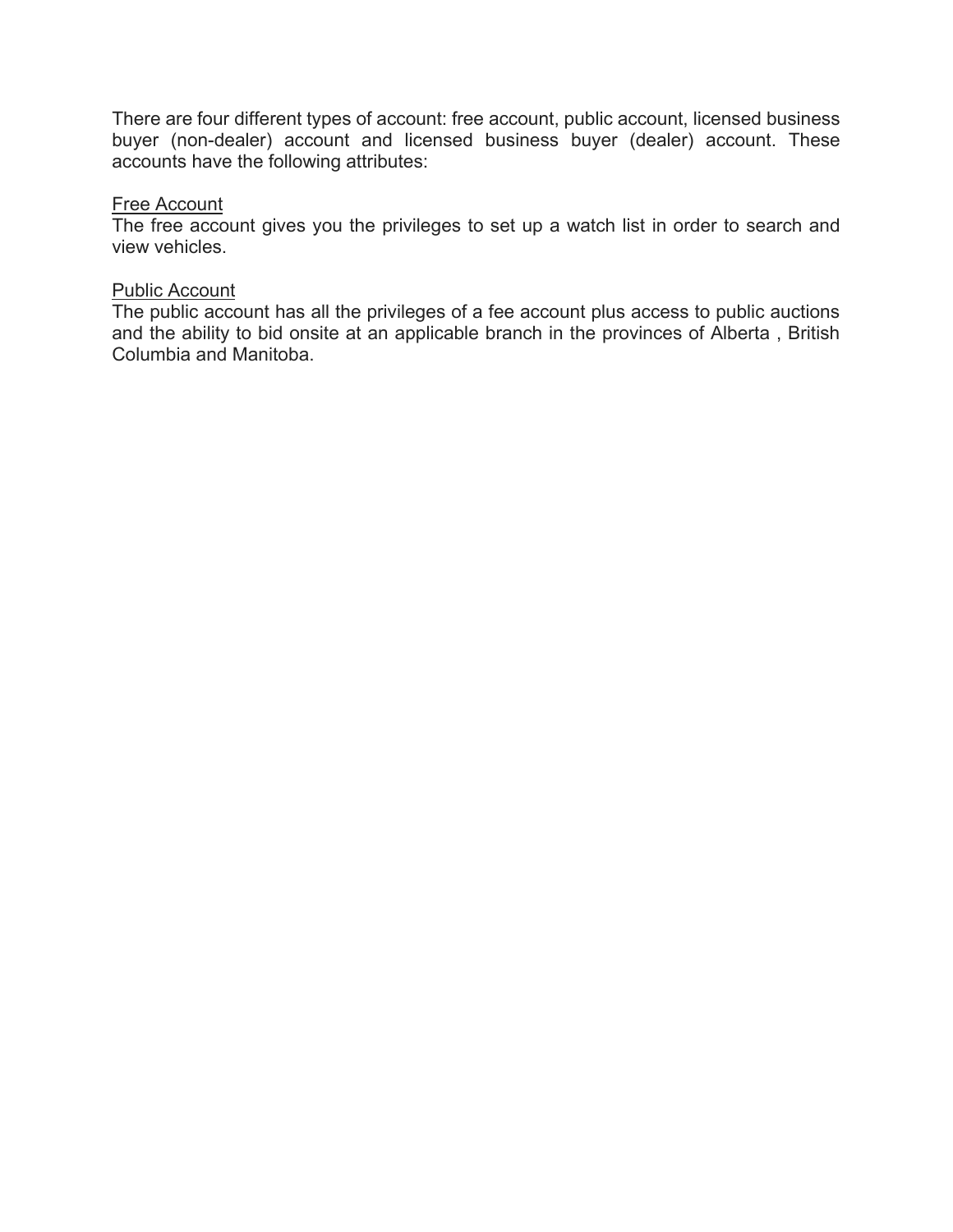There are four different types of account: free account, public account, licensed business buyer (non-dealer) account and licensed business buyer (dealer) account. These accounts have the following attributes:

<u>Free Account</u>
The free account gives you the privileges to set up a watch list in order to search and view vehicles.

<u>Public Account</u>
The public account has all the privileges of a fee account plus access to public auctions and the ability to bid onsite at an applicable branch in the provinces of Alberta , British Columbia and Manitoba.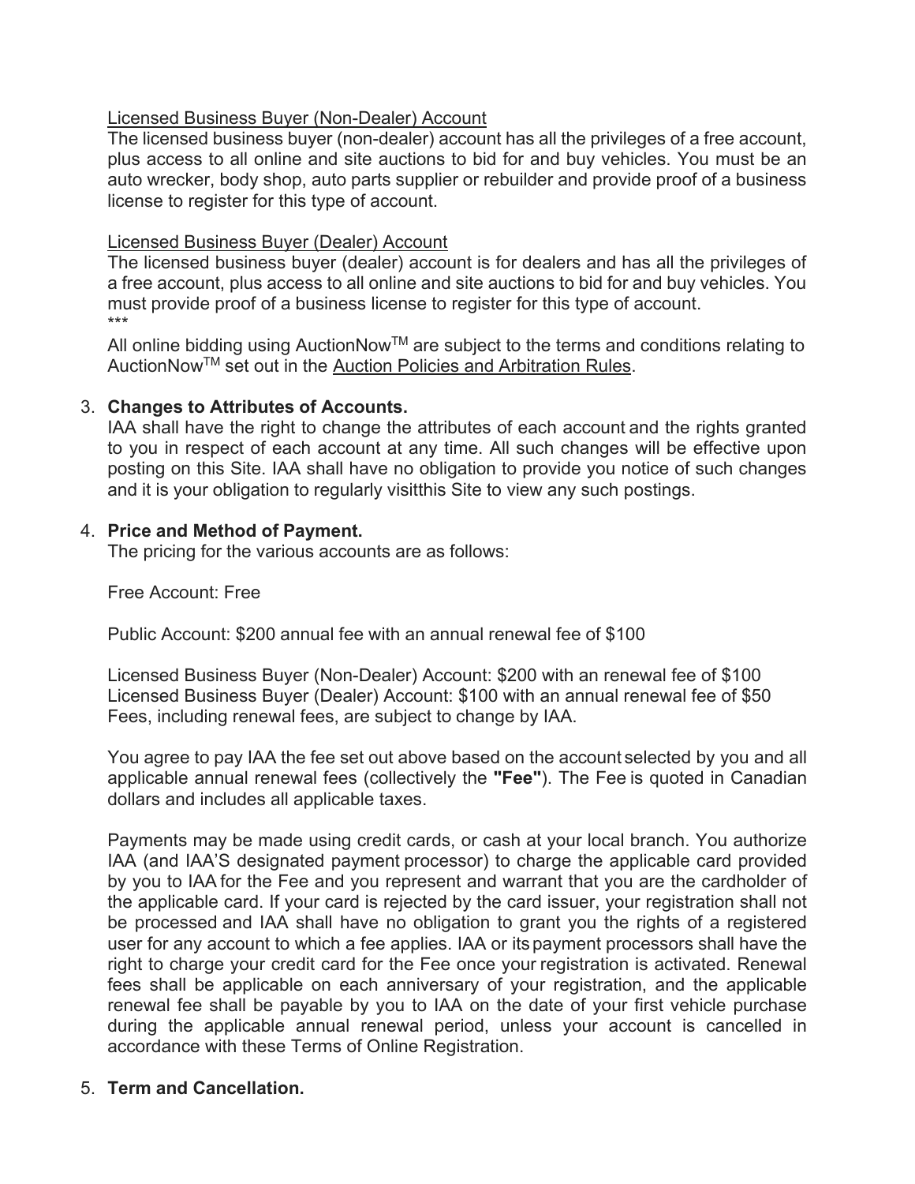Licensed Business Buyer (Non-Dealer) Account

The licensed business buyer (non-dealer) account has all the privileges of a free account, plus access to all online and site auctions to bid for and buy vehicles. You must be an auto wrecker, body shop, auto parts supplier or rebuilder and provide proof of a business license to register for this type of account.

Licensed Business Buyer (Dealer) Account

The licensed business buyer (dealer) account is for dealers and has all the privileges of a free account, plus access to all online and site auctions to bid for and buy vehicles. You must provide proof of a business license to register for this type of account.

***

All online bidding using AuctionNow™ are subject to the terms and conditions relating to AuctionNow™ set out in the Auction Policies and Arbitration Rules.

3. **Changes to Attributes of Accounts.**

   IAA shall have the right to change the attributes of each account and the rights granted to you in respect of each account at any time. All such changes will be effective upon posting on this Site. IAA shall have no obligation to provide you notice of such changes and it is your obligation to regularly visitthis Site to view any such postings.

4. **Price and Method of Payment.**

   The pricing for the various accounts are as follows:

   Free Account: Free

   Public Account: $200 annual fee with an annual renewal fee of $100

   Licensed Business Buyer (Non-Dealer) Account: $200 with an renewal fee of $100
   Licensed Business Buyer (Dealer) Account: $100 with an annual renewal fee of $50
   Fees, including renewal fees, are subject to change by IAA.

   You agree to pay IAA the fee set out above based on the account selected by you and all applicable annual renewal fees (collectively the **"Fee"**). The Fee is quoted in Canadian dollars and includes all applicable taxes.

   Payments may be made using credit cards, or cash at your local branch. You authorize IAA (and IAA'S designated payment processor) to charge the applicable card provided by you to IAA for the Fee and you represent and warrant that you are the cardholder of the applicable card. If your card is rejected by the card issuer, your registration shall not be processed and IAA shall have no obligation to grant you the rights of a registered user for any account to which a fee applies. IAA or its payment processors shall have the right to charge your credit card for the Fee once your registration is activated. Renewal fees shall be applicable on each anniversary of your registration, and the applicable renewal fee shall be payable by you to IAA on the date of your first vehicle purchase during the applicable annual renewal period, unless your account is cancelled in accordance with these Terms of Online Registration.

5. **Term and Cancellation.**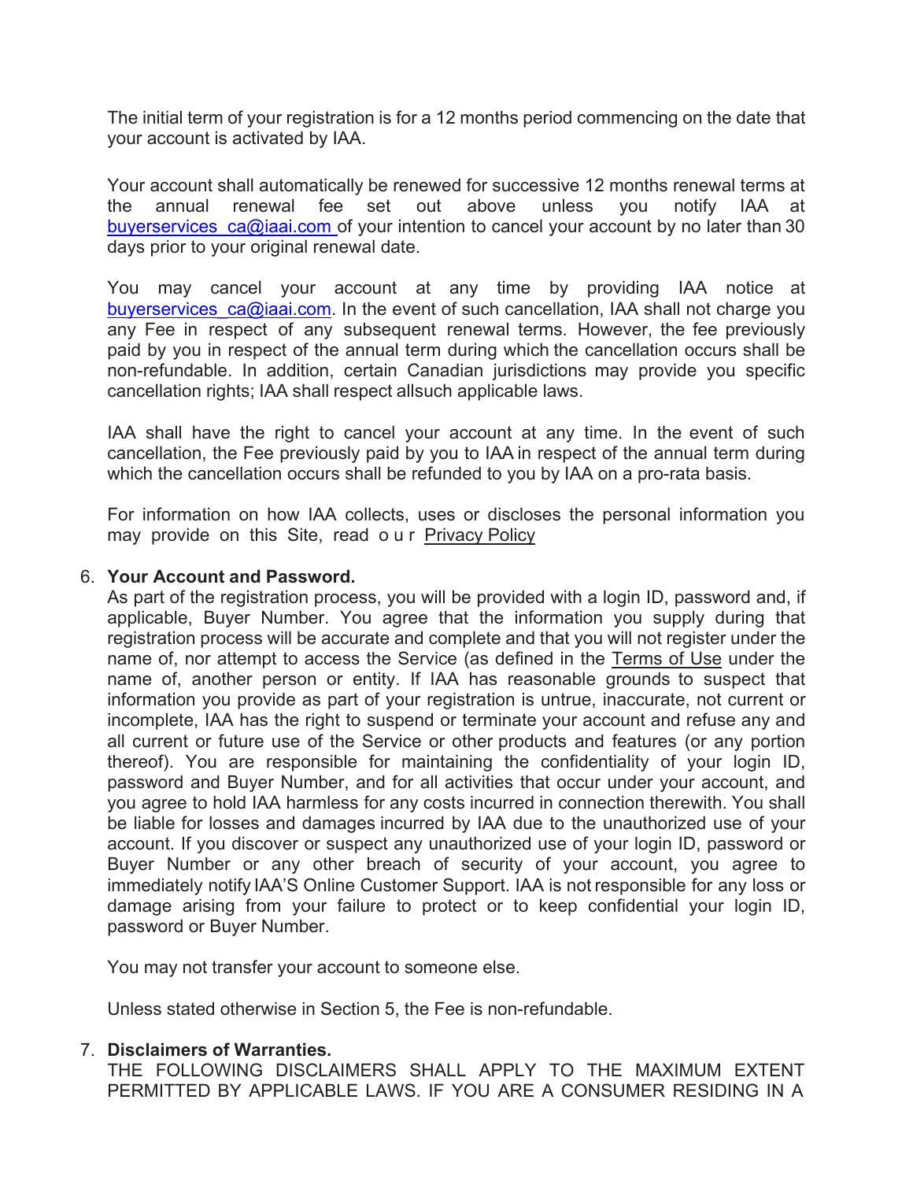The initial term of your registration is for a 12 months period commencing on the date that your account is activated by IAA.

Your account shall automatically be renewed for successive 12 months renewal terms at the annual renewal fee set out above unless you notify IAA at buyerservices_ca@iaai.com of your intention to cancel your account by no later than 30 days prior to your original renewal date.

You may cancel your account at any time by providing IAA notice at buyerservices_ca@iaai.com. In the event of such cancellation, IAA shall not charge you any Fee in respect of any subsequent renewal terms. However, the fee previously paid by you in respect of the annual term during which the cancellation occurs shall be non-refundable. In addition, certain Canadian jurisdictions may provide you specific cancellation rights; IAA shall respect allsuch applicable laws.

IAA shall have the right to cancel your account at any time. In the event of such cancellation, the Fee previously paid by you to IAA in respect of the annual term during which the cancellation occurs shall be refunded to you by IAA on a pro-rata basis.

For information on how IAA collects, uses or discloses the personal information you may provide on this Site, read our Privacy Policy

6. **Your Account and Password.**
   As part of the registration process, you will be provided with a login ID, password and, if applicable, Buyer Number. You agree that the information you supply during that registration process will be accurate and complete and that you will not register under the name of, nor attempt to access the Service (as defined in the Terms of Use under the name of, another person or entity. If IAA has reasonable grounds to suspect that information you provide as part of your registration is untrue, inaccurate, not current or incomplete, IAA has the right to suspend or terminate your account and refuse any and all current or future use of the Service or other products and features (or any portion thereof). You are responsible for maintaining the confidentiality of your login ID, password and Buyer Number, and for all activities that occur under your account, and you agree to hold IAA harmless for any costs incurred in connection therewith. You shall be liable for losses and damages incurred by IAA due to the unauthorized use of your account. If you discover or suspect any unauthorized use of your login ID, password or Buyer Number or any other breach of security of your account, you agree to immediately notify IAA'S Online Customer Support. IAA is not responsible for any loss or damage arising from your failure to protect or to keep confidential your login ID, password or Buyer Number.

   You may not transfer your account to someone else.

   Unless stated otherwise in Section 5, the Fee is non-refundable.

7. **Disclaimers of Warranties.**
   THE FOLLOWING DISCLAIMERS SHALL APPLY TO THE MAXIMUM EXTENT PERMITTED BY APPLICABLE LAWS. IF YOU ARE A CONSUMER RESIDING IN A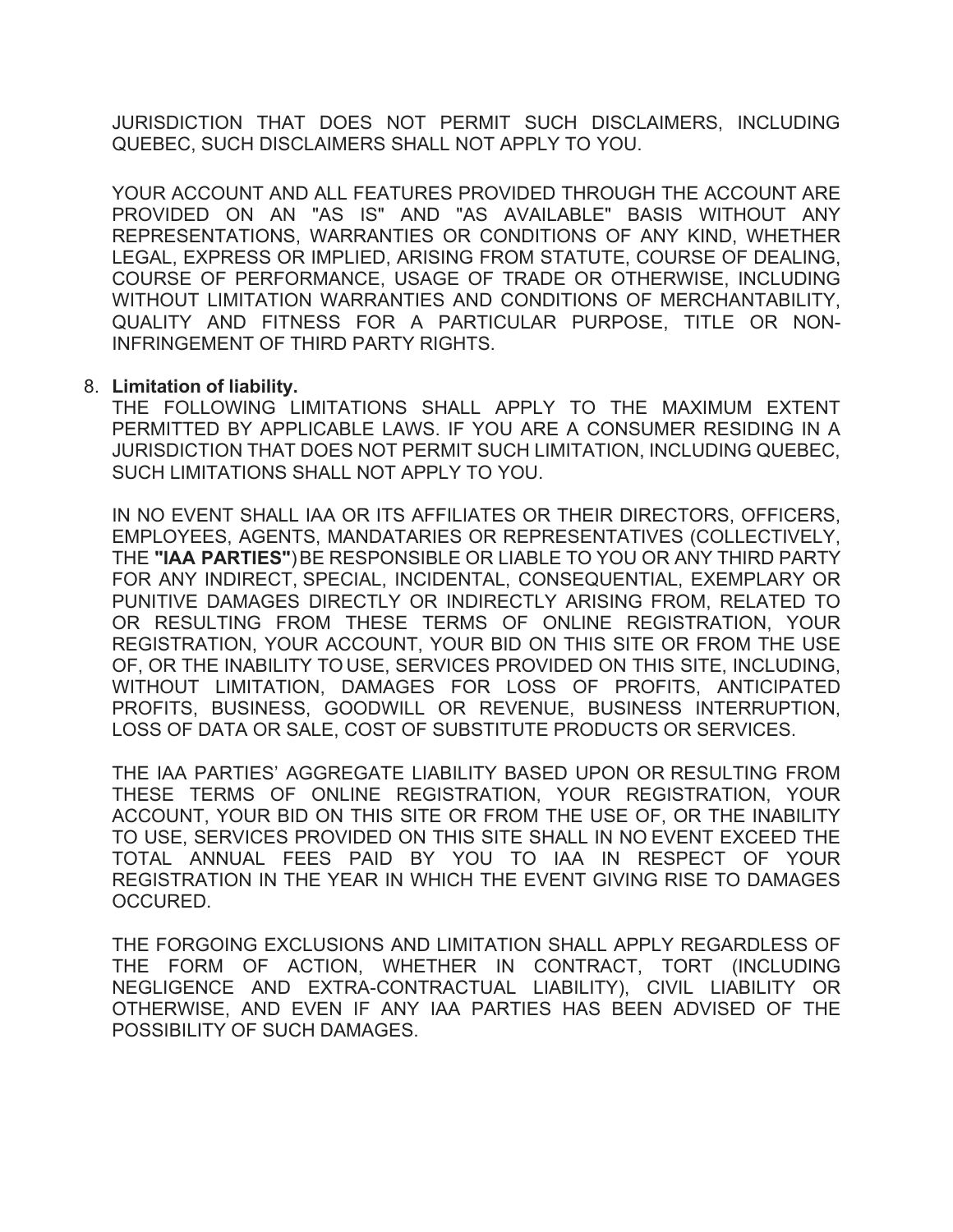JURISDICTION THAT DOES NOT PERMIT SUCH DISCLAIMERS, INCLUDING QUEBEC, SUCH DISCLAIMERS SHALL NOT APPLY TO YOU.

YOUR ACCOUNT AND ALL FEATURES PROVIDED THROUGH THE ACCOUNT ARE PROVIDED ON AN "AS IS" AND "AS AVAILABLE" BASIS WITHOUT ANY REPRESENTATIONS, WARRANTIES OR CONDITIONS OF ANY KIND, WHETHER LEGAL, EXPRESS OR IMPLIED, ARISING FROM STATUTE, COURSE OF DEALING, COURSE OF PERFORMANCE, USAGE OF TRADE OR OTHERWISE, INCLUDING WITHOUT LIMITATION WARRANTIES AND CONDITIONS OF MERCHANTABILITY, QUALITY AND FITNESS FOR A PARTICULAR PURPOSE, TITLE OR NON-INFRINGEMENT OF THIRD PARTY RIGHTS.

8. **Limitation of liability.**
   THE FOLLOWING LIMITATIONS SHALL APPLY TO THE MAXIMUM EXTENT PERMITTED BY APPLICABLE LAWS. IF YOU ARE A CONSUMER RESIDING IN A JURISDICTION THAT DOES NOT PERMIT SUCH LIMITATION, INCLUDING QUEBEC, SUCH LIMITATIONS SHALL NOT APPLY TO YOU.

   IN NO EVENT SHALL IAA OR ITS AFFILIATES OR THEIR DIRECTORS, OFFICERS, EMPLOYEES, AGENTS, MANDATARIES OR REPRESENTATIVES (COLLECTIVELY, THE **"IAA PARTIES"**) BE RESPONSIBLE OR LIABLE TO YOU OR ANY THIRD PARTY FOR ANY INDIRECT, SPECIAL, INCIDENTAL, CONSEQUENTIAL, EXEMPLARY OR PUNITIVE DAMAGES DIRECTLY OR INDIRECTLY ARISING FROM, RELATED TO OR RESULTING FROM THESE TERMS OF ONLINE REGISTRATION, YOUR REGISTRATION, YOUR ACCOUNT, YOUR BID ON THIS SITE OR FROM THE USE OF, OR THE INABILITY TO USE, SERVICES PROVIDED ON THIS SITE, INCLUDING, WITHOUT LIMITATION, DAMAGES FOR LOSS OF PROFITS, ANTICIPATED PROFITS, BUSINESS, GOODWILL OR REVENUE, BUSINESS INTERRUPTION, LOSS OF DATA OR SALE, COST OF SUBSTITUTE PRODUCTS OR SERVICES.

   THE IAA PARTIES' AGGREGATE LIABILITY BASED UPON OR RESULTING FROM THESE TERMS OF ONLINE REGISTRATION, YOUR REGISTRATION, YOUR ACCOUNT, YOUR BID ON THIS SITE OR FROM THE USE OF, OR THE INABILITY TO USE, SERVICES PROVIDED ON THIS SITE SHALL IN NO EVENT EXCEED THE TOTAL ANNUAL FEES PAID BY YOU TO IAA IN RESPECT OF YOUR REGISTRATION IN THE YEAR IN WHICH THE EVENT GIVING RISE TO DAMAGES OCCURED.

   THE FORGOING EXCLUSIONS AND LIMITATION SHALL APPLY REGARDLESS OF THE FORM OF ACTION, WHETHER IN CONTRACT, TORT (INCLUDING NEGLIGENCE AND EXTRA-CONTRACTUAL LIABILITY), CIVIL LIABILITY OR OTHERWISE, AND EVEN IF ANY IAA PARTIES HAS BEEN ADVISED OF THE POSSIBILITY OF SUCH DAMAGES.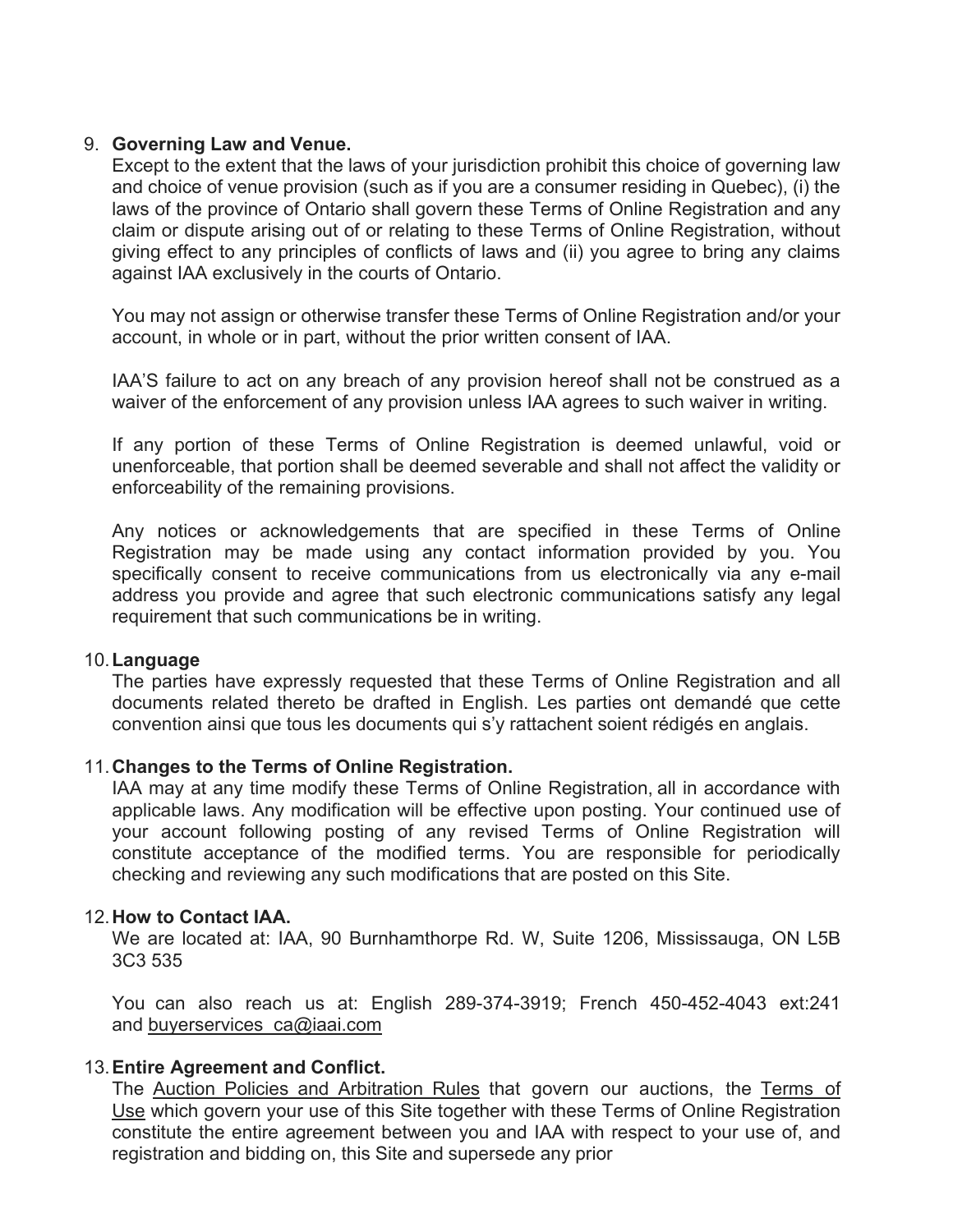9. **Governing Law and Venue.**
   Except to the extent that the laws of your jurisdiction prohibit this choice of governing law and choice of venue provision (such as if you are a consumer residing in Quebec), (i) the laws of the province of Ontario shall govern these Terms of Online Registration and any claim or dispute arising out of or relating to these Terms of Online Registration, without giving effect to any principles of conflicts of laws and (ii) you agree to bring any claims against IAA exclusively in the courts of Ontario.

   You may not assign or otherwise transfer these Terms of Online Registration and/or your account, in whole or in part, without the prior written consent of IAA.

   IAA'S failure to act on any breach of any provision hereof shall not be construed as a waiver of the enforcement of any provision unless IAA agrees to such waiver in writing.

   If any portion of these Terms of Online Registration is deemed unlawful, void or unenforceable, that portion shall be deemed severable and shall not affect the validity or enforceability of the remaining provisions.

   Any notices or acknowledgements that are specified in these Terms of Online Registration may be made using any contact information provided by you. You specifically consent to receive communications from us electronically via any e-mail address you provide and agree that such electronic communications satisfy any legal requirement that such communications be in writing.

10. **Language**
    The parties have expressly requested that these Terms of Online Registration and all documents related thereto be drafted in English. Les parties ont demandé que cette convention ainsi que tous les documents qui s'y rattachent soient rédigés en anglais.

11. **Changes to the Terms of Online Registration.**
    IAA may at any time modify these Terms of Online Registration, all in accordance with applicable laws. Any modification will be effective upon posting. Your continued use of your account following posting of any revised Terms of Online Registration will constitute acceptance of the modified terms. You are responsible for periodically checking and reviewing any such modifications that are posted on this Site.

12. **How to Contact IAA.**
    We are located at: IAA, 90 Burnhamthorpe Rd. W, Suite 1206, Mississauga, ON L5B 3C3 535

    You can also reach us at: English 289-374-3919; French 450-452-4043 ext:241 and buyerservices_ca@iaai.com

13. **Entire Agreement and Conflict.**
    The Auction Policies and Arbitration Rules that govern our auctions, the Terms of Use which govern your use of this Site together with these Terms of Online Registration constitute the entire agreement between you and IAA with respect to your use of, and registration and bidding on, this Site and supersede any prior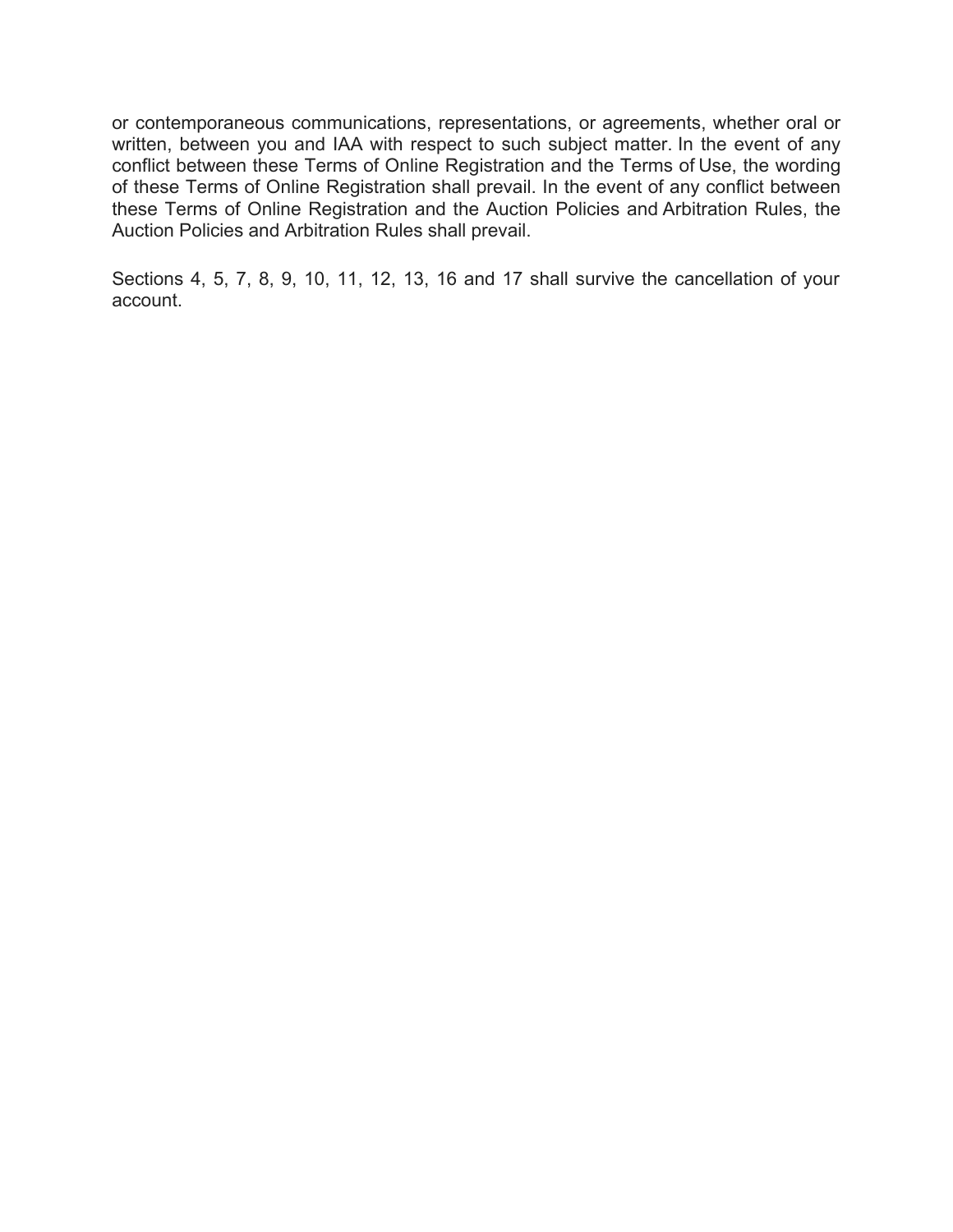or contemporaneous communications, representations, or agreements, whether oral or written, between you and IAA with respect to such subject matter. In the event of any conflict between these Terms of Online Registration and the Terms of Use, the wording of these Terms of Online Registration shall prevail. In the event of any conflict between these Terms of Online Registration and the Auction Policies and Arbitration Rules, the Auction Policies and Arbitration Rules shall prevail.

Sections 4, 5, 7, 8, 9, 10, 11, 12, 13, 16 and 17 shall survive the cancellation of your account.